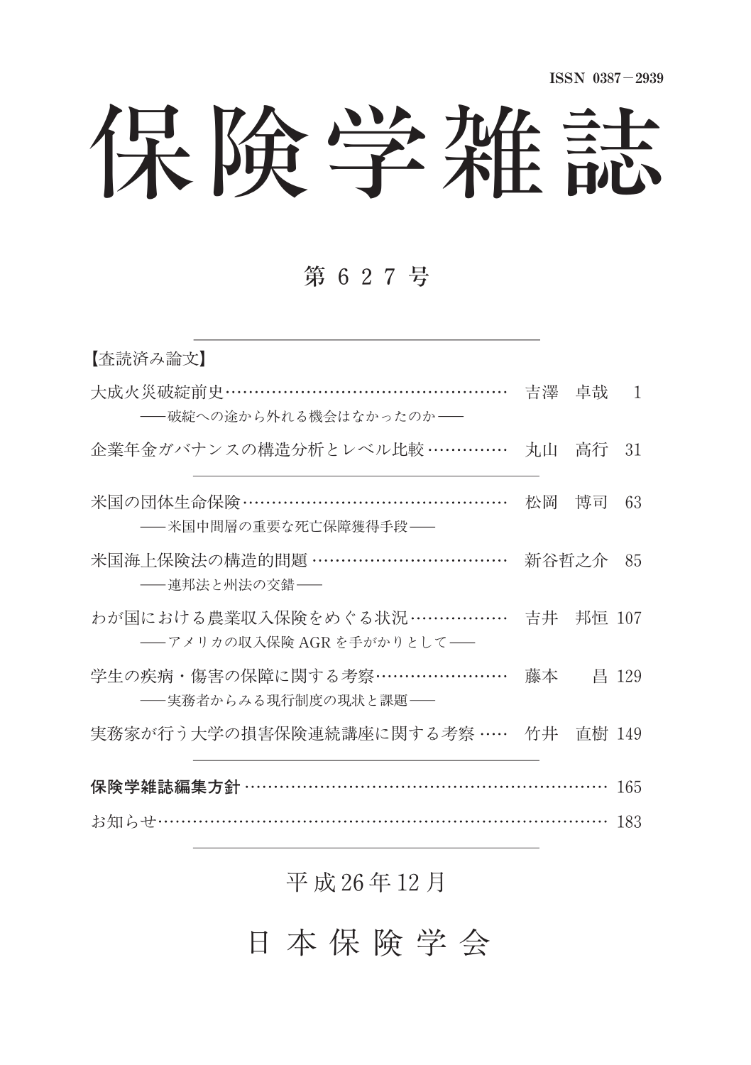ISSN 0387－2939

# 保険学雑誌

## 第 6 2 7 号

【査読済み論文】

大成火災破綻前史…………………………………………… 吉澤　卓哉　1
――破綻への途から外れる機会はなかったのか――

企業年金ガバナンスの構造分析とレベル比較…………… 丸山　高行　31

---

米国の団体生命保険………………………………………… 松岡　博司　63
――米国中間層の重要な死亡保障獲得手段――

米国海上保険法の構造的問題……………………………… 新谷哲之介　85
――連邦法と州法の交錯――

わが国における農業収入保険をめぐる状況……………… 吉井　邦恒　107
――アメリカの収入保険 AGR を手がかりとして――

学生の疾病・傷害の保障に関する考察…………………… 藤本　昌　129
――実務者からみる現行制度の現状と課題――

実務家が行う大学の損害保険連続講座に関する考察…… 竹井　直樹　149

---

**保険学雑誌編集方針**…………………………………………………… 165

お知らせ………………………………………………………………… 183

---

平成26年12月

日 本 保 険 学 会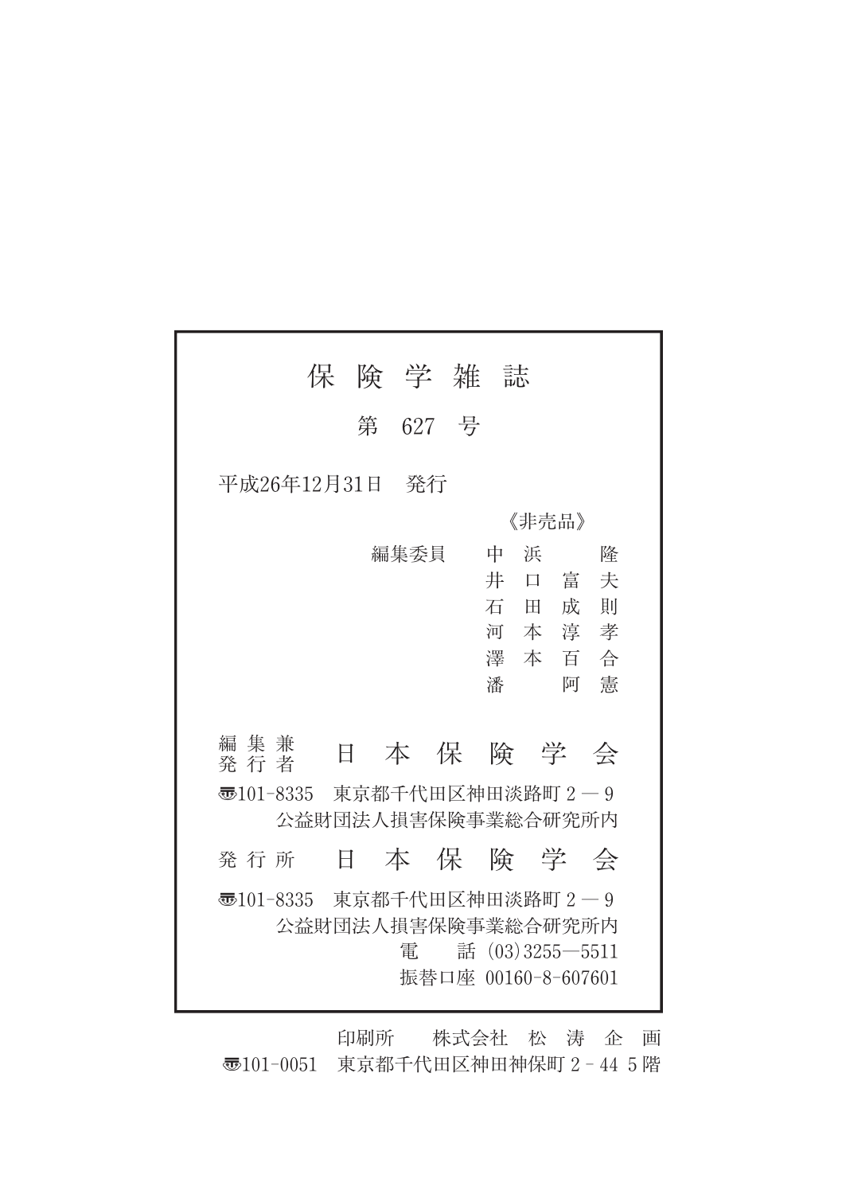# 保険学雑誌

## 第 627 号

平成26年12月31日　発行

《非売品》

編集委員　中浜　隆
　　　　　井口富夫
　　　　　石田成則
　　　　　河本淳孝
　　　　　澤本百合
　　　　　潘　阿憲

編集兼発行者　日本保険学会

〒101-8335　東京都千代田区神田淡路町２－９
公益財団法人損害保険事業総合研究所内

発行所　日本保険学会

〒101-8335　東京都千代田区神田淡路町２－９
公益財団法人損害保険事業総合研究所内
電　話 (03)3255－5511
振替口座 00160-8-607601

印刷所　株式会社　松濤企画
〒101-0051　東京都千代田区神田神保町２－44 ５階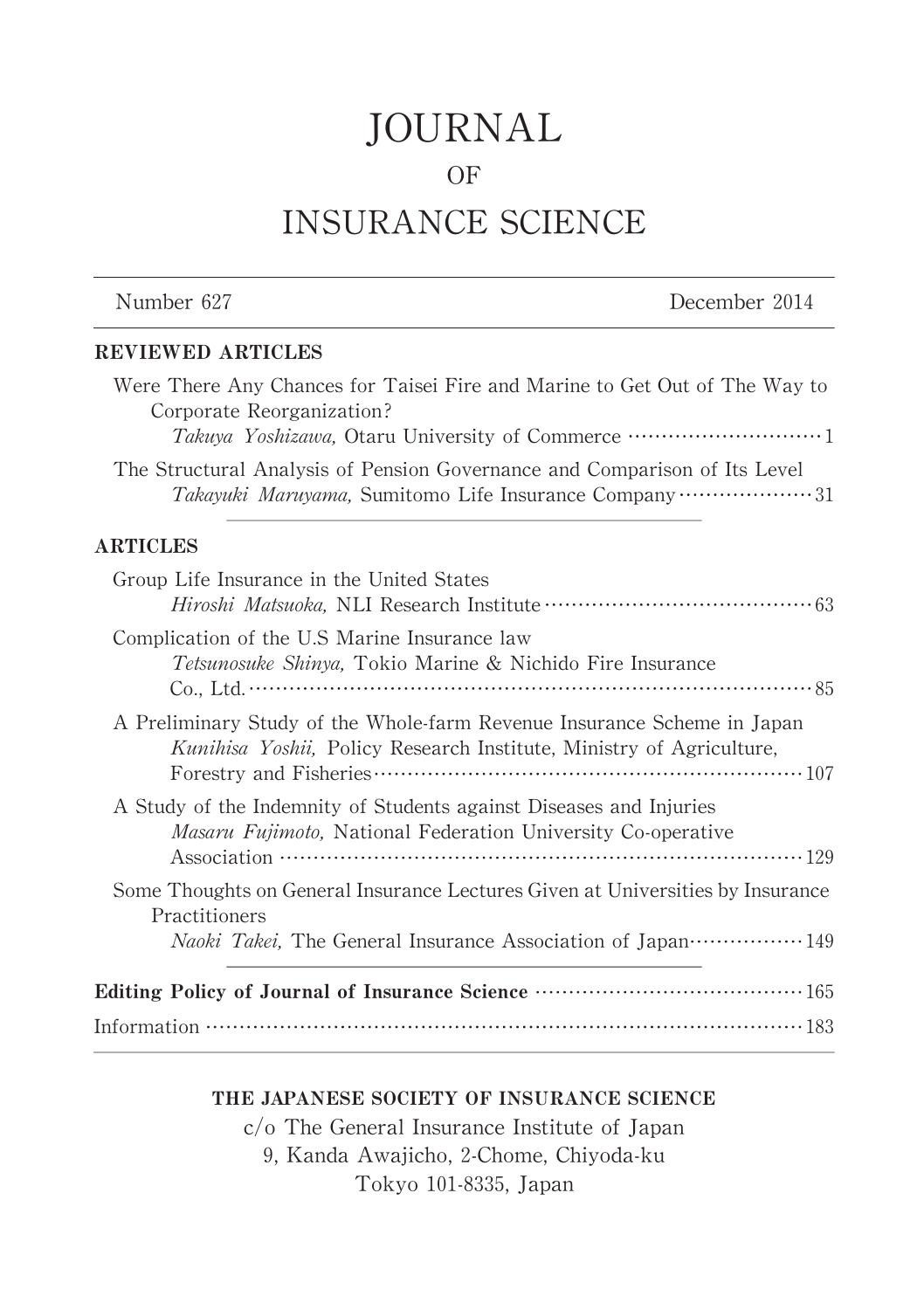# JOURNAL

OF

# INSURANCE SCIENCE

Number 627 December 2014

## REVIEWED ARTICLES

Were There Any Chances for Taisei Fire and Marine to Get Out of The Way to Corporate Reorganization?
*Takuya Yoshizawa,* Otaru University of Commerce ............................ 1

The Structural Analysis of Pension Governance and Comparison of Its Level
*Takayuki Maruyama,* Sumitomo Life Insurance Company .................... 31

## ARTICLES

Group Life Insurance in the United States
*Hiroshi Matsuoka,* NLI Research Institute ........................................ 63

Complication of the U.S Marine Insurance law
*Tetsunosuke Shinya,* Tokio Marine & Nichido Fire Insurance Co., Ltd. ........................................................................................ 85

A Preliminary Study of the Whole-farm Revenue Insurance Scheme in Japan
*Kunihisa Yoshii,* Policy Research Institute, Ministry of Agriculture, Forestry and Fisheries ................................................................ 107

A Study of the Indemnity of Students against Diseases and Injuries
*Masaru Fujimoto,* National Federation University Co-operative Association ........................................................................ 129

Some Thoughts on General Insurance Lectures Given at Universities by Insurance Practitioners
*Naoki Takei,* The General Insurance Association of Japan ................. 149

**Editing Policy of Journal of Insurance Science** ........................................ 165

Information ........................................................................................ 183

**THE JAPANESE SOCIETY OF INSURANCE SCIENCE**
c/o The General Insurance Institute of Japan
9, Kanda Awajicho, 2-Chome, Chiyoda-ku
Tokyo 101-8335, Japan